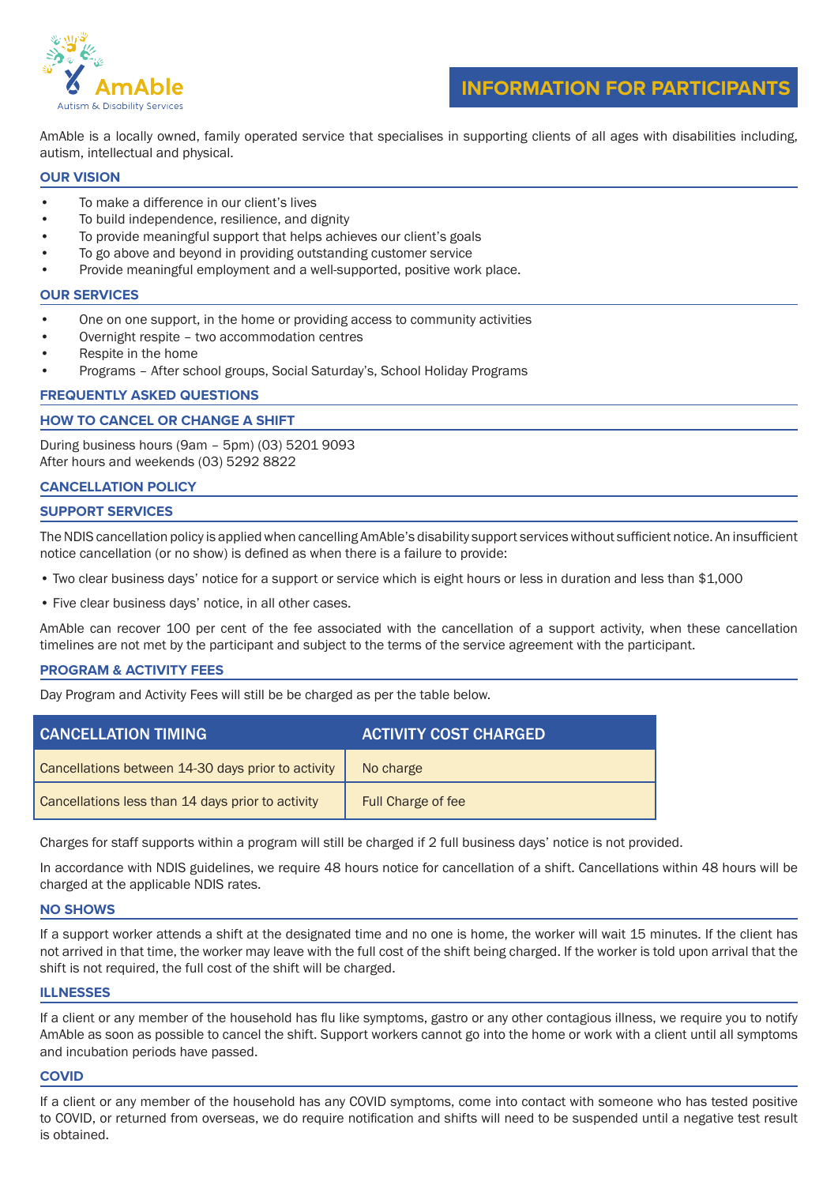AmAble
Autism & Disability Services

# INFORMATION FOR PARTICIPANTS

AmAble is a locally owned, family operated service that specialises in supporting clients of all ages with disabilities including, autism, intellectual and physical.

## OUR VISION

- To make a difference in our client's lives
- To build independence, resilience, and dignity
- To provide meaningful support that helps achieves our client's goals
- To go above and beyond in providing outstanding customer service
- Provide meaningful employment and a well-supported, positive work place.

## OUR SERVICES

- One on one support, in the home or providing access to community activities
- Overnight respite – two accommodation centres
- Respite in the home
- Programs – After school groups, Social Saturday's, School Holiday Programs

## FREQUENTLY ASKED QUESTIONS

### HOW TO CANCEL OR CHANGE A SHIFT

During business hours (9am – 5pm) (03) 5201 9093
After hours and weekends (03) 5292 8822

### CANCELLATION POLICY

### SUPPORT SERVICES

The NDIS cancellation policy is applied when cancelling AmAble's disability support services without sufficient notice. An insufficient notice cancellation (or no show) is defined as when there is a failure to provide:

- Two clear business days' notice for a support or service which is eight hours or less in duration and less than $1,000
- Five clear business days' notice, in all other cases.

AmAble can recover 100 per cent of the fee associated with the cancellation of a support activity, when these cancellation timelines are not met by the participant and subject to the terms of the service agreement with the participant.

### PROGRAM & ACTIVITY FEES

Day Program and Activity Fees will still be be charged as per the table below.

| CANCELLATION TIMING | ACTIVITY COST CHARGED |
|---|---|
| Cancellations between 14-30 days prior to activity | No charge |
| Cancellations less than 14 days prior to activity | Full Charge of fee |

Charges for staff supports within a program will still be charged if 2 full business days' notice is not provided.

In accordance with NDIS guidelines, we require 48 hours notice for cancellation of a shift. Cancellations within 48 hours will be charged at the applicable NDIS rates.

### NO SHOWS

If a support worker attends a shift at the designated time and no one is home, the worker will wait 15 minutes. If the client has not arrived in that time, the worker may leave with the full cost of the shift being charged. If the worker is told upon arrival that the shift is not required, the full cost of the shift will be charged.

### ILLNESSES

If a client or any member of the household has flu like symptoms, gastro or any other contagious illness, we require you to notify AmAble as soon as possible to cancel the shift. Support workers cannot go into the home or work with a client until all symptoms and incubation periods have passed.

### COVID

If a client or any member of the household has any COVID symptoms, come into contact with someone who has tested positive to COVID, or returned from overseas, we do require notification and shifts will need to be suspended until a negative test result is obtained.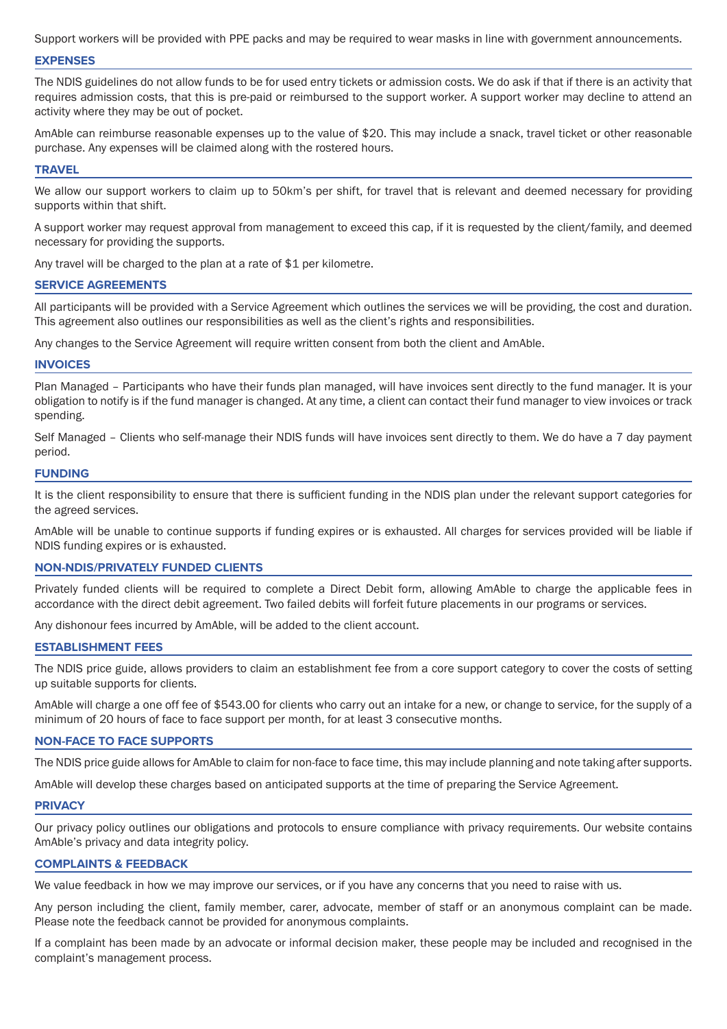Support workers will be provided with PPE packs and may be required to wear masks in line with government announcements.

## EXPENSES

The NDIS guidelines do not allow funds to be for used entry tickets or admission costs. We do ask if that if there is an activity that requires admission costs, that this is pre-paid or reimbursed to the support worker. A support worker may decline to attend an activity where they may be out of pocket.

AmAble can reimburse reasonable expenses up to the value of $20. This may include a snack, travel ticket or other reasonable purchase. Any expenses will be claimed along with the rostered hours.

## TRAVEL

We allow our support workers to claim up to 50km's per shift, for travel that is relevant and deemed necessary for providing supports within that shift.

A support worker may request approval from management to exceed this cap, if it is requested by the client/family, and deemed necessary for providing the supports.

Any travel will be charged to the plan at a rate of $1 per kilometre.

## SERVICE AGREEMENTS

All participants will be provided with a Service Agreement which outlines the services we will be providing, the cost and duration. This agreement also outlines our responsibilities as well as the client's rights and responsibilities.

Any changes to the Service Agreement will require written consent from both the client and AmAble.

## INVOICES

Plan Managed – Participants who have their funds plan managed, will have invoices sent directly to the fund manager. It is your obligation to notify is if the fund manager is changed. At any time, a client can contact their fund manager to view invoices or track spending.

Self Managed – Clients who self-manage their NDIS funds will have invoices sent directly to them. We do have a 7 day payment period.

## FUNDING

It is the client responsibility to ensure that there is sufficient funding in the NDIS plan under the relevant support categories for the agreed services.

AmAble will be unable to continue supports if funding expires or is exhausted. All charges for services provided will be liable if NDIS funding expires or is exhausted.

## NON-NDIS/PRIVATELY FUNDED CLIENTS

Privately funded clients will be required to complete a Direct Debit form, allowing AmAble to charge the applicable fees in accordance with the direct debit agreement. Two failed debits will forfeit future placements in our programs or services.

Any dishonour fees incurred by AmAble, will be added to the client account.

## ESTABLISHMENT FEES

The NDIS price guide, allows providers to claim an establishment fee from a core support category to cover the costs of setting up suitable supports for clients.

AmAble will charge a one off fee of $543.00 for clients who carry out an intake for a new, or change to service, for the supply of a minimum of 20 hours of face to face support per month, for at least 3 consecutive months.

## NON-FACE TO FACE SUPPORTS

The NDIS price guide allows for AmAble to claim for non-face to face time, this may include planning and note taking after supports.

AmAble will develop these charges based on anticipated supports at the time of preparing the Service Agreement.

## PRIVACY

Our privacy policy outlines our obligations and protocols to ensure compliance with privacy requirements. Our website contains AmAble's privacy and data integrity policy.

## COMPLAINTS & FEEDBACK

We value feedback in how we may improve our services, or if you have any concerns that you need to raise with us.

Any person including the client, family member, carer, advocate, member of staff or an anonymous complaint can be made. Please note the feedback cannot be provided for anonymous complaints.

If a complaint has been made by an advocate or informal decision maker, these people may be included and recognised in the complaint's management process.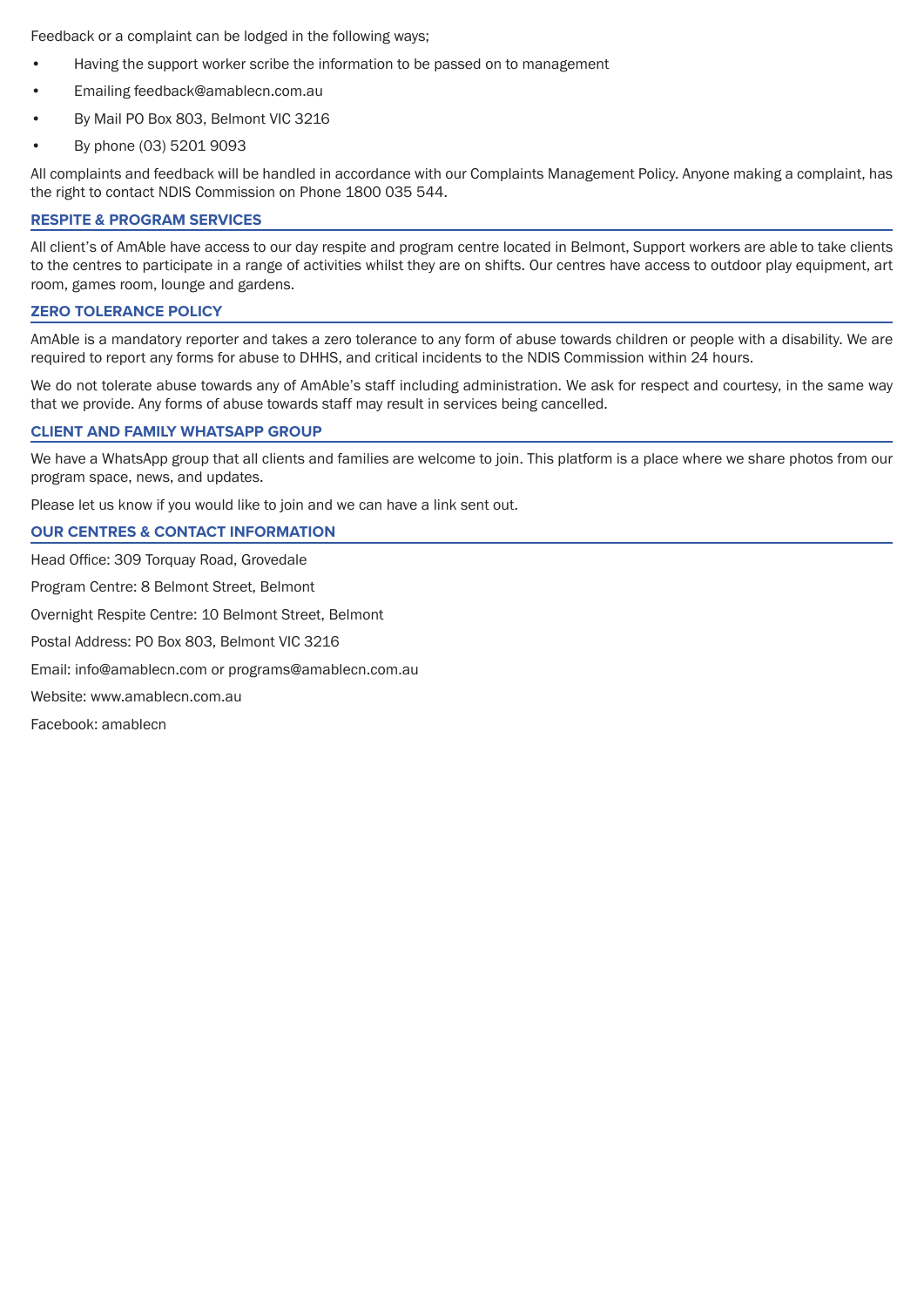Feedback or a complaint can be lodged in the following ways;

- Having the support worker scribe the information to be passed on to management
- Emailing feedback@amablecn.com.au
- By Mail PO Box 803, Belmont VIC 3216
- By phone (03) 5201 9093

All complaints and feedback will be handled in accordance with our Complaints Management Policy. Anyone making a complaint, has the right to contact NDIS Commission on Phone 1800 035 544.

## RESPITE & PROGRAM SERVICES

All client's of AmAble have access to our day respite and program centre located in Belmont, Support workers are able to take clients to the centres to participate in a range of activities whilst they are on shifts. Our centres have access to outdoor play equipment, art room, games room, lounge and gardens.

## ZERO TOLERANCE POLICY

AmAble is a mandatory reporter and takes a zero tolerance to any form of abuse towards children or people with a disability. We are required to report any forms for abuse to DHHS, and critical incidents to the NDIS Commission within 24 hours.

We do not tolerate abuse towards any of AmAble's staff including administration. We ask for respect and courtesy, in the same way that we provide. Any forms of abuse towards staff may result in services being cancelled.

## CLIENT AND FAMILY WHATSAPP GROUP

We have a WhatsApp group that all clients and families are welcome to join. This platform is a place where we share photos from our program space, news, and updates.

Please let us know if you would like to join and we can have a link sent out.

## OUR CENTRES & CONTACT INFORMATION

Head Office: 309 Torquay Road, Grovedale

Program Centre: 8 Belmont Street, Belmont

Overnight Respite Centre: 10 Belmont Street, Belmont

Postal Address: PO Box 803, Belmont VIC 3216

Email: info@amablecn.com or programs@amablecn.com.au

Website: www.amablecn.com.au

Facebook: amablecn